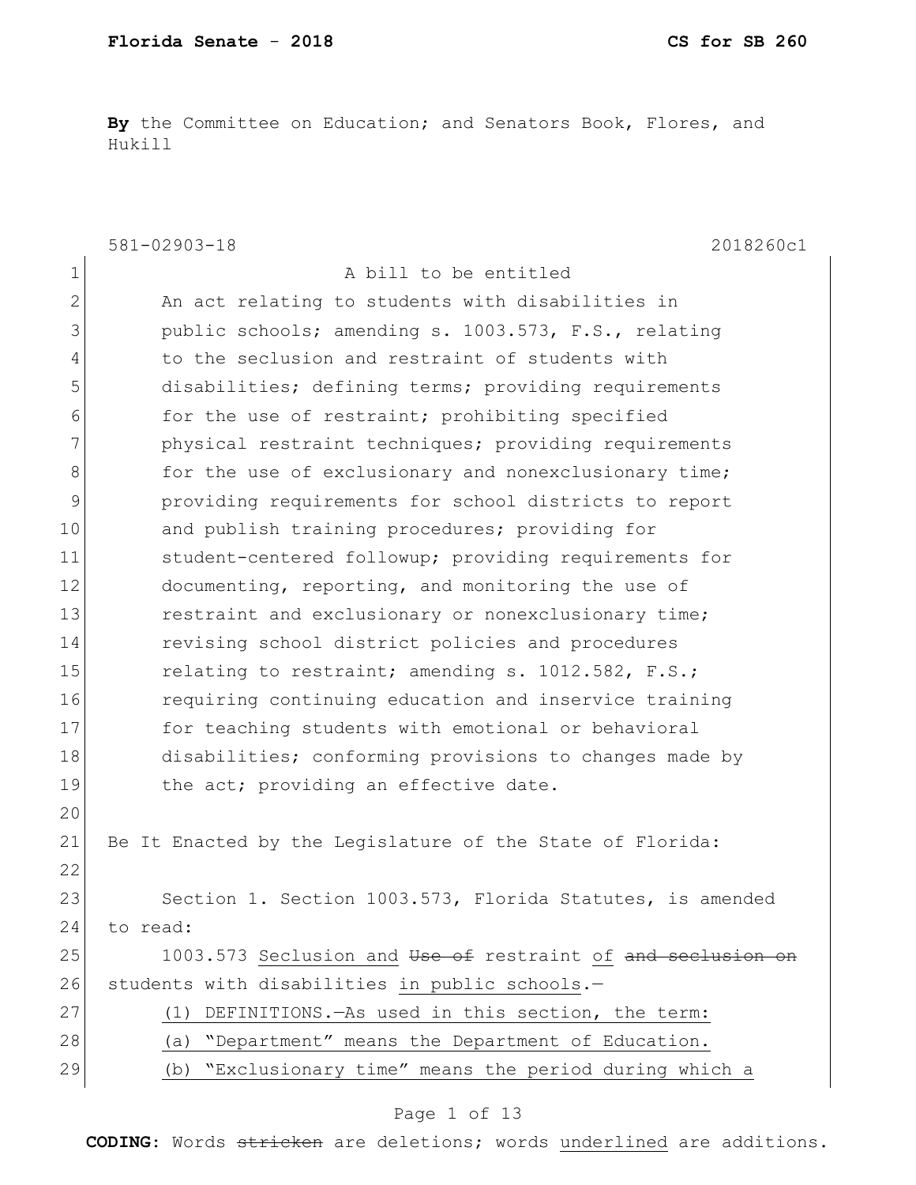**By** the Committee on Education; and Senators Book, Flores, and Hukill

581-02903-18 2018260c1

A bill to be entitled

An act relating to students with disabilities in public schools; amending s. 1003.573, F.S., relating to the seclusion and restraint of students with disabilities; defining terms; providing requirements for the use of restraint; prohibiting specified physical restraint techniques; providing requirements for the use of exclusionary and nonexclusionary time; providing requirements for school districts to report and publish training procedures; providing for student-centered followup; providing requirements for documenting, reporting, and monitoring the use of restraint and exclusionary or nonexclusionary time; revising school district policies and procedures relating to restraint; amending s. 1012.582, F.S.; requiring continuing education and inservice training for teaching students with emotional or behavioral disabilities; conforming provisions to changes made by the act; providing an effective date.

Be It Enacted by the Legislature of the State of Florida:

Section 1. Section 1003.573, Florida Statutes, is amended to read:

1003.573 <u>Seclusion and</u> ~~Use of~~ restraint <u>of</u> ~~and seclusion on~~ students with disabilities <u>in public schools</u>.—

<u>(1) DEFINITIONS.—As used in this section, the term:</u>

<u>(a) "Department" means the Department of Education.</u>

<u>(b) "Exclusionary time" means the period during which a</u>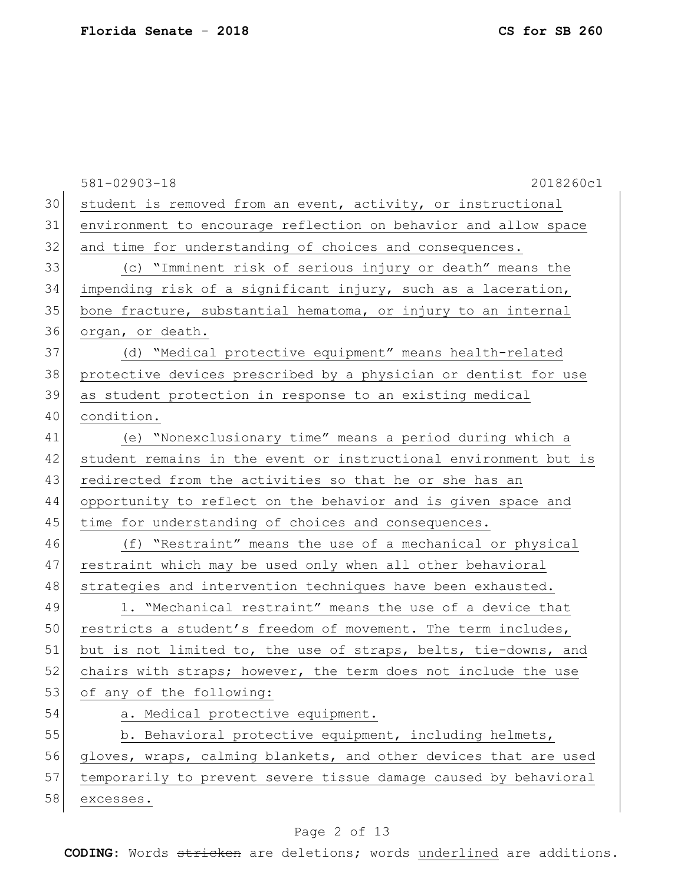581-02903-18 2018260c1

student is removed from an event, activity, or instructional environment to encourage reflection on behavior and allow space and time for understanding of choices and consequences.

(c) "Imminent risk of serious injury or death" means the impending risk of a significant injury, such as a laceration, bone fracture, substantial hematoma, or injury to an internal organ, or death.

(d) "Medical protective equipment" means health-related protective devices prescribed by a physician or dentist for use as student protection in response to an existing medical condition.

(e) "Nonexclusionary time" means a period during which a student remains in the event or instructional environment but is redirected from the activities so that he or she has an opportunity to reflect on the behavior and is given space and time for understanding of choices and consequences.

(f) "Restraint" means the use of a mechanical or physical restraint which may be used only when all other behavioral strategies and intervention techniques have been exhausted.

1. "Mechanical restraint" means the use of a device that restricts a student's freedom of movement. The term includes, but is not limited to, the use of straps, belts, tie-downs, and chairs with straps; however, the term does not include the use of any of the following:

a. Medical protective equipment.

b. Behavioral protective equipment, including helmets, gloves, wraps, calming blankets, and other devices that are used temporarily to prevent severe tissue damage caused by behavioral excesses.

**CODING:** Words ~~stricken~~ are deletions; words underlined are additions.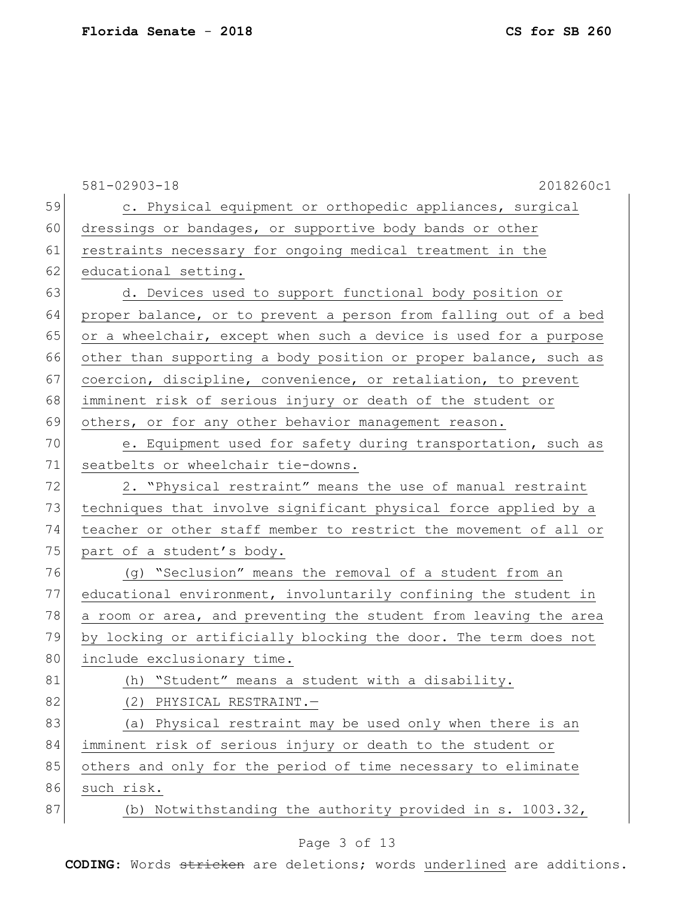c. Physical equipment or orthopedic appliances, surgical dressings or bandages, or supportive body bands or other restraints necessary for ongoing medical treatment in the educational setting.

d. Devices used to support functional body position or proper balance, or to prevent a person from falling out of a bed or a wheelchair, except when such a device is used for a purpose other than supporting a body position or proper balance, such as coercion, discipline, convenience, or retaliation, to prevent imminent risk of serious injury or death of the student or others, or for any other behavior management reason.

e. Equipment used for safety during transportation, such as seatbelts or wheelchair tie-downs.

2. "Physical restraint" means the use of manual restraint techniques that involve significant physical force applied by a teacher or other staff member to restrict the movement of all or part of a student's body.

(g) "Seclusion" means the removal of a student from an educational environment, involuntarily confining the student in a room or area, and preventing the student from leaving the area by locking or artificially blocking the door. The term does not include exclusionary time.

(h) "Student" means a student with a disability.

(2) PHYSICAL RESTRAINT.—

(a) Physical restraint may be used only when there is an imminent risk of serious injury or death to the student or others and only for the period of time necessary to eliminate such risk.

(b) Notwithstanding the authority provided in s. 1003.32,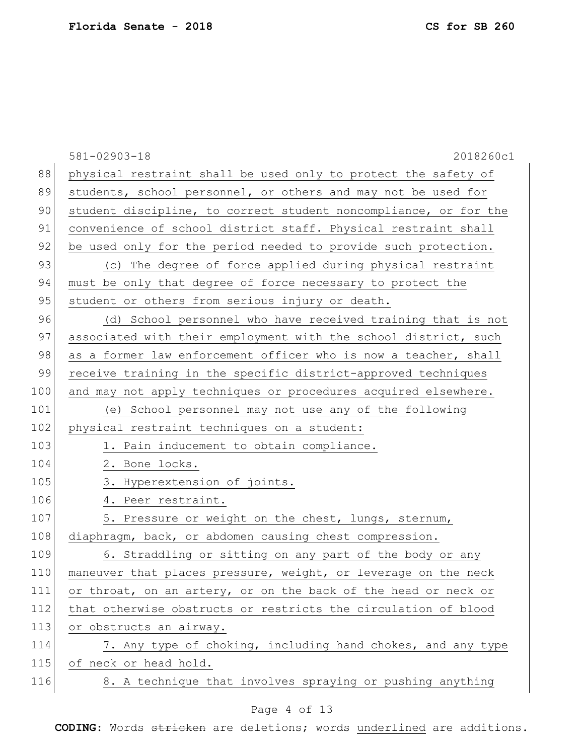physical restraint shall be used only to protect the safety of students, school personnel, or others and may not be used for student discipline, to correct student noncompliance, or for the convenience of school district staff. Physical restraint shall be used only for the period needed to provide such protection.

(c) The degree of force applied during physical restraint must be only that degree of force necessary to protect the student or others from serious injury or death.

(d) School personnel who have received training that is not associated with their employment with the school district, such as a former law enforcement officer who is now a teacher, shall receive training in the specific district-approved techniques and may not apply techniques or procedures acquired elsewhere.

(e) School personnel may not use any of the following physical restraint techniques on a student:

1. Pain inducement to obtain compliance.
2. Bone locks.
3. Hyperextension of joints.
4. Peer restraint.
5. Pressure or weight on the chest, lungs, sternum, diaphragm, back, or abdomen causing chest compression.
6. Straddling or sitting on any part of the body or any maneuver that places pressure, weight, or leverage on the neck or throat, on an artery, or on the back of the head or neck or that otherwise obstructs or restricts the circulation of blood or obstructs an airway.
7. Any type of choking, including hand chokes, and any type of neck or head hold.
8. A technique that involves spraying or pushing anything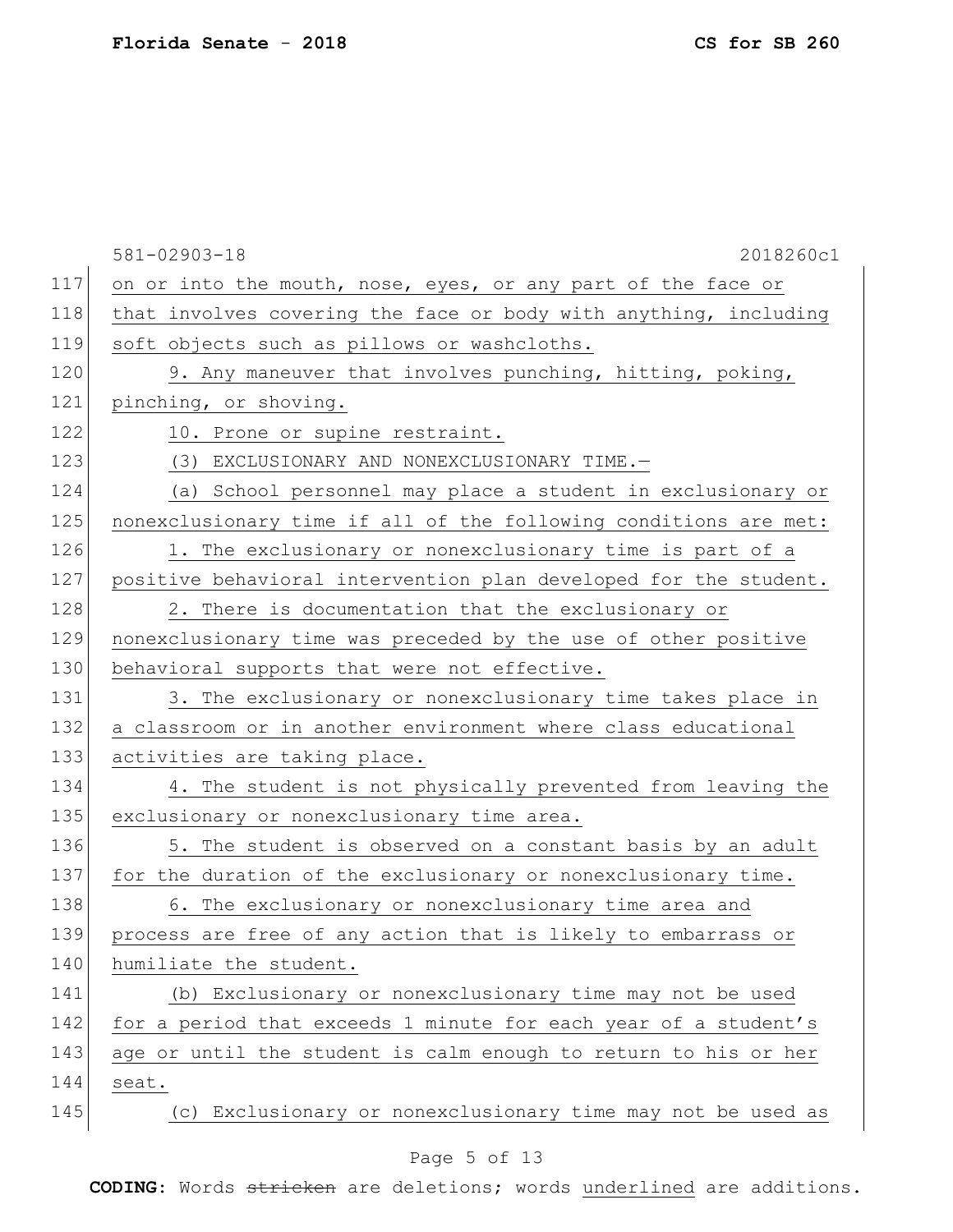on or into the mouth, nose, eyes, or any part of the face or that involves covering the face or body with anything, including soft objects such as pillows or washcloths.

9. Any maneuver that involves punching, hitting, poking, pinching, or shoving.

10. Prone or supine restraint.

(3) EXCLUSIONARY AND NONEXCLUSIONARY TIME.—

(a) School personnel may place a student in exclusionary or nonexclusionary time if all of the following conditions are met:

1. The exclusionary or nonexclusionary time is part of a positive behavioral intervention plan developed for the student.

2. There is documentation that the exclusionary or nonexclusionary time was preceded by the use of other positive behavioral supports that were not effective.

3. The exclusionary or nonexclusionary time takes place in a classroom or in another environment where class educational activities are taking place.

4. The student is not physically prevented from leaving the exclusionary or nonexclusionary time area.

5. The student is observed on a constant basis by an adult for the duration of the exclusionary or nonexclusionary time.

6. The exclusionary or nonexclusionary time area and process are free of any action that is likely to embarrass or humiliate the student.

(b) Exclusionary or nonexclusionary time may not be used for a period that exceeds 1 minute for each year of a student's age or until the student is calm enough to return to his or her seat.

(c) Exclusionary or nonexclusionary time may not be used as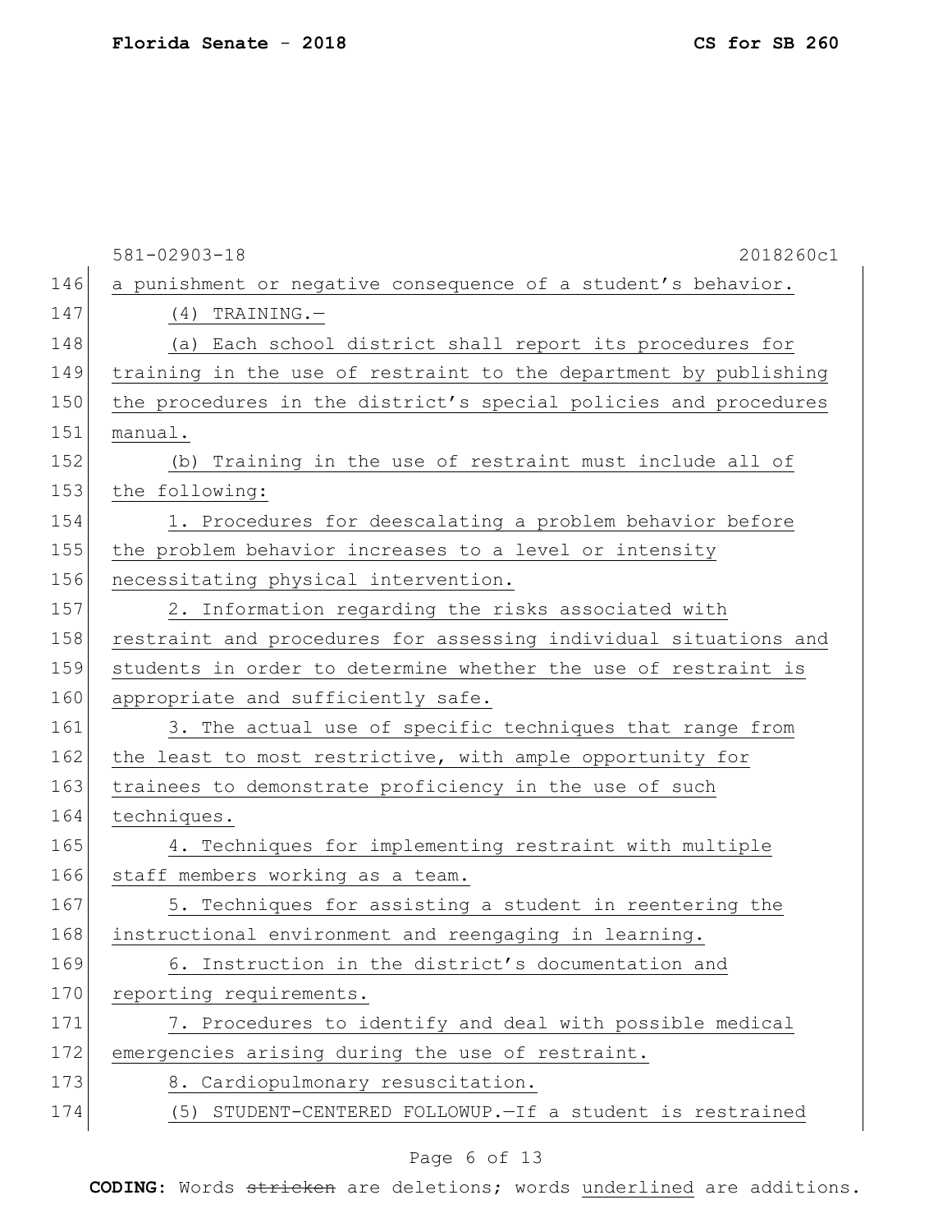a punishment or negative consequence of a student's behavior.

(4) TRAINING.—

(a) Each school district shall report its procedures for training in the use of restraint to the department by publishing the procedures in the district's special policies and procedures manual.

(b) Training in the use of restraint must include all of the following:

1. Procedures for deescalating a problem behavior before the problem behavior increases to a level or intensity necessitating physical intervention.

2. Information regarding the risks associated with restraint and procedures for assessing individual situations and students in order to determine whether the use of restraint is appropriate and sufficiently safe.

3. The actual use of specific techniques that range from the least to most restrictive, with ample opportunity for trainees to demonstrate proficiency in the use of such techniques.

4. Techniques for implementing restraint with multiple staff members working as a team.

5. Techniques for assisting a student in reentering the instructional environment and reengaging in learning.

6. Instruction in the district's documentation and reporting requirements.

7. Procedures to identify and deal with possible medical emergencies arising during the use of restraint.

8. Cardiopulmonary resuscitation.

(5) STUDENT-CENTERED FOLLOWUP.—If a student is restrained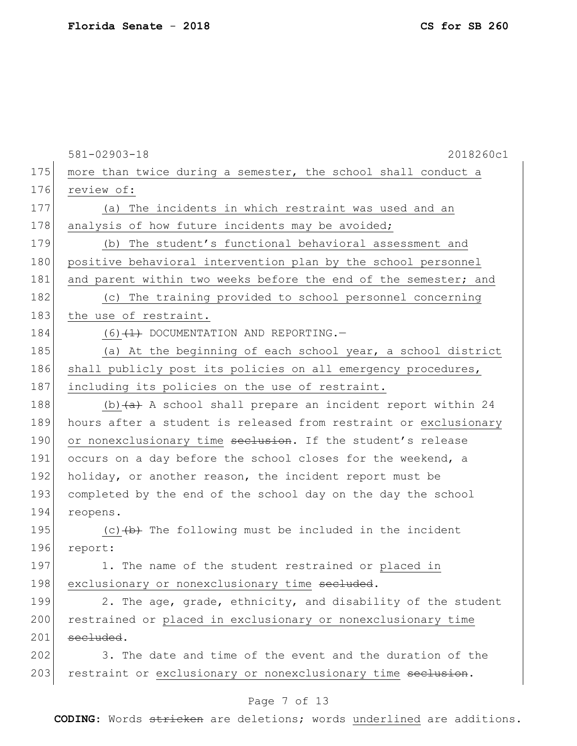more than twice during a semester, the school shall conduct a review of:

(a) The incidents in which restraint was used and an analysis of how future incidents may be avoided;

(b) The student's functional behavioral assessment and positive behavioral intervention plan by the school personnel and parent within two weeks before the end of the semester; and

(c) The training provided to school personnel concerning the use of restraint.

(6) ~~(1)~~ DOCUMENTATION AND REPORTING.—

(a) At the beginning of each school year, a school district shall publicly post its policies on all emergency procedures, including its policies on the use of restraint.

(b) ~~(a)~~ A school shall prepare an incident report within 24 hours after a student is released from restraint or exclusionary or nonexclusionary time ~~seclusion~~. If the student's release occurs on a day before the school closes for the weekend, a holiday, or another reason, the incident report must be completed by the end of the school day on the day the school reopens.

(c) ~~(b)~~ The following must be included in the incident report:

1. The name of the student restrained or placed in exclusionary or nonexclusionary time ~~secluded~~.

2. The age, grade, ethnicity, and disability of the student restrained or placed in exclusionary or nonexclusionary time ~~secluded~~.

3. The date and time of the event and the duration of the restraint or exclusionary or nonexclusionary time ~~seclusion~~.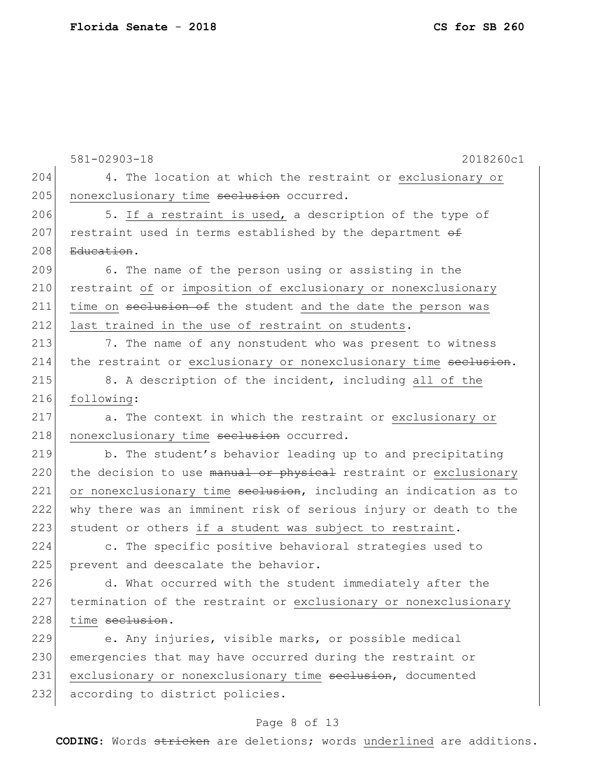581-02903-18 2018260c1

204 4. The location at which the restraint or exclusionary or
205 nonexclusionary time ~~seclusion~~ occurred.

206 5. If a restraint is used, a description of the type of
207 restraint used in terms established by the department ~~of~~
208 ~~Education~~.

209 6. The name of the person using or assisting in the
210 restraint of or imposition of exclusionary or nonexclusionary
211 time on ~~seclusion of~~ the student and the date the person was
212 last trained in the use of restraint on students.

213 7. The name of any nonstudent who was present to witness
214 the restraint or exclusionary or nonexclusionary time ~~seclusion~~.

215 8. A description of the incident, including all of the
216 following:

217 a. The context in which the restraint or exclusionary or
218 nonexclusionary time ~~seclusion~~ occurred.

219 b. The student's behavior leading up to and precipitating
220 the decision to use ~~manual or physical~~ restraint or exclusionary
221 or nonexclusionary time ~~seclusion~~, including an indication as to
222 why there was an imminent risk of serious injury or death to the
223 student or others if a student was subject to restraint.

224 c. The specific positive behavioral strategies used to
225 prevent and deescalate the behavior.

226 d. What occurred with the student immediately after the
227 termination of the restraint or exclusionary or nonexclusionary
228 time ~~seclusion~~.

229 e. Any injuries, visible marks, or possible medical
230 emergencies that may have occurred during the restraint or
231 exclusionary or nonexclusionary time ~~seclusion~~, documented
232 according to district policies.

**CODING:** Words ~~stricken~~ are deletions; words underlined are additions.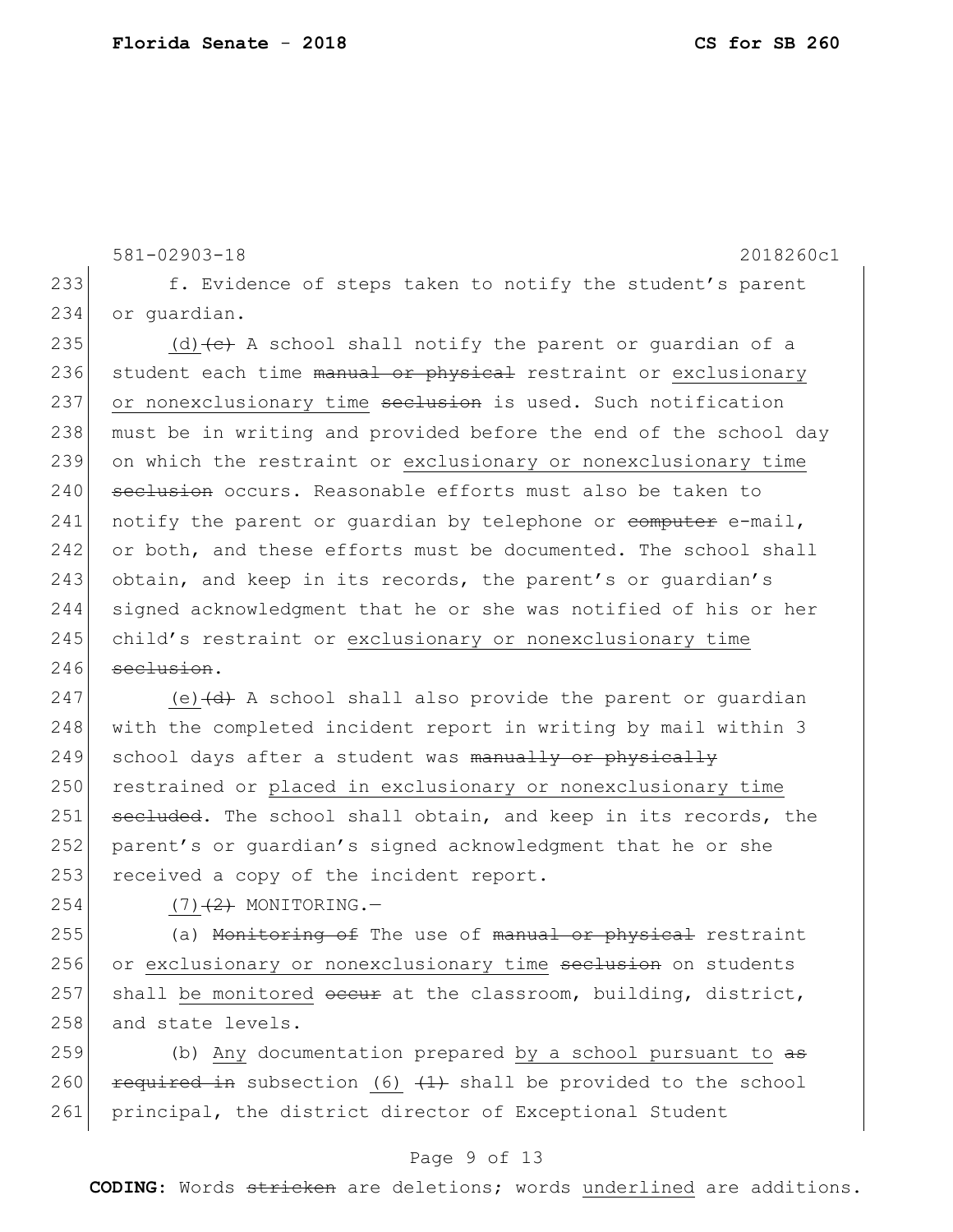581-02903-18 2018260c1

233 f. Evidence of steps taken to notify the student's parent
234 or guardian.

235 (d) ~~(c)~~ A school shall notify the parent or guardian of a
236 student each time ~~manual or physical~~ restraint or exclusionary
237 or nonexclusionary time ~~seclusion~~ is used. Such notification
238 must be in writing and provided before the end of the school day
239 on which the restraint or exclusionary or nonexclusionary time
240 ~~seclusion~~ occurs. Reasonable efforts must also be taken to
241 notify the parent or guardian by telephone or ~~computer~~ e-mail,
242 or both, and these efforts must be documented. The school shall
243 obtain, and keep in its records, the parent's or guardian's
244 signed acknowledgment that he or she was notified of his or her
245 child's restraint or exclusionary or nonexclusionary time
246 ~~seclusion~~.

247 (e) ~~(d)~~ A school shall also provide the parent or guardian
248 with the completed incident report in writing by mail within 3
249 school days after a student was ~~manually or physically~~
250 restrained or placed in exclusionary or nonexclusionary time
251 ~~secluded~~. The school shall obtain, and keep in its records, the
252 parent's or guardian's signed acknowledgment that he or she
253 received a copy of the incident report.

254 (7) ~~(2)~~ MONITORING.—

255 (a) ~~Monitoring of~~ The use of ~~manual or physical~~ restraint
256 or exclusionary or nonexclusionary time ~~seclusion~~ on students
257 shall be monitored ~~occur~~ at the classroom, building, district,
258 and state levels.

259 (b) Any documentation prepared by a school pursuant to ~~as~~
260 ~~required in~~ subsection (6) ~~(1)~~ shall be provided to the school
261 principal, the district director of Exceptional Student

**CODING:** Words ~~stricken~~ are deletions; words underlined are additions.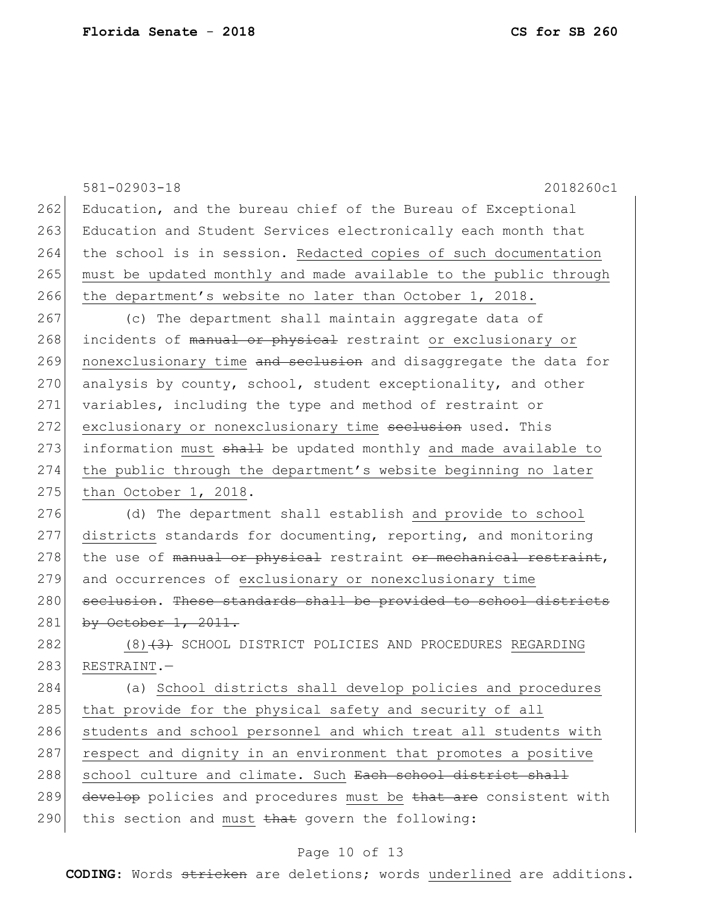581-02903-18 2018260c1

Education, and the bureau chief of the Bureau of Exceptional Education and Student Services electronically each month that the school is in session. <u>Redacted copies of such documentation must be updated monthly and made available to the public through the department's website no later than October 1, 2018.</u>

(c) The department shall maintain aggregate data of incidents of ~~manual or physical~~ restraint <u>or exclusionary or nonexclusionary time</u> ~~and seclusion~~ and disaggregate the data for analysis by county, school, student exceptionality, and other variables, including the type and method of restraint or <u>exclusionary or nonexclusionary time</u> ~~seclusion~~ used. This information <u>must</u> ~~shall~~ be updated monthly <u>and made available to the public through the department's website beginning no later than October 1, 2018</u>.

(d) The department shall establish <u>and provide to school districts</u> standards for documenting, reporting, and monitoring the use of ~~manual or physical~~ restraint ~~or mechanical restraint~~, and occurrences of <u>exclusionary or nonexclusionary time</u> ~~seclusion~~. ~~These standards shall be provided to school districts by October 1, 2011.~~

<u>(8)</u>~~(3)~~ SCHOOL DISTRICT POLICIES AND PROCEDURES <u>REGARDING RESTRAINT</u>.—

(a) <u>School districts shall develop policies and procedures that provide for the physical safety and security of all students and school personnel and which treat all students with respect and dignity in an environment that promotes a positive school culture and climate. Such</u> ~~Each school district shall develop~~ policies and procedures <u>must be</u> ~~that are~~ consistent with this section and <u>must</u> ~~that~~ govern the following: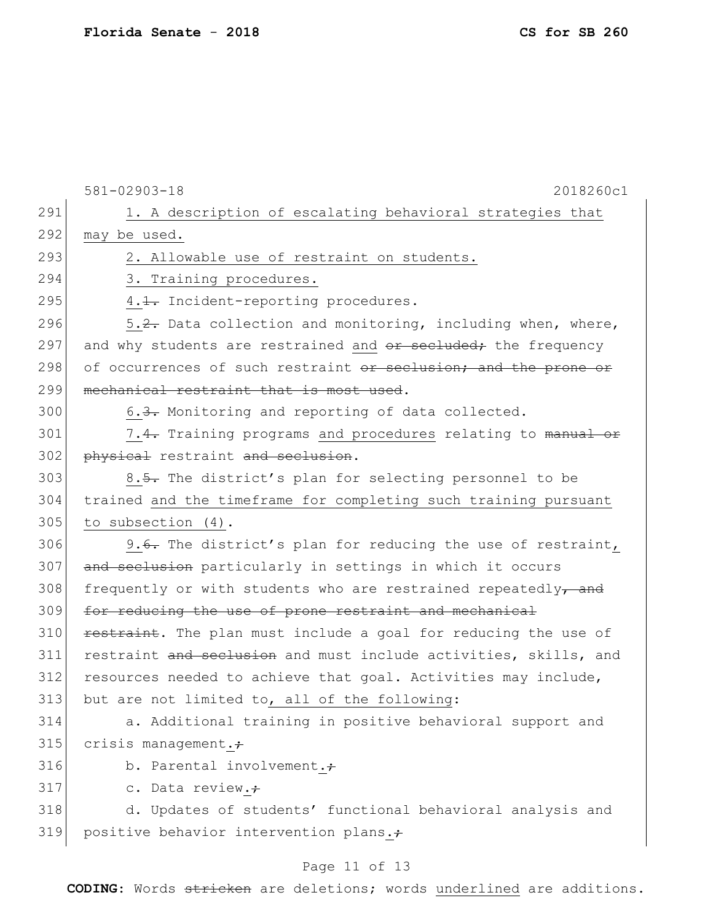1. A description of escalating behavioral strategies that may be used.

2. Allowable use of restraint on students.

3. Training procedures.

4.~~1.~~ Incident-reporting procedures.

5.~~2.~~ Data collection and monitoring, including when, where, and why students are restrained and ~~or secluded;~~ the frequency of occurrences of such restraint ~~or seclusion; and the prone or mechanical restraint that is most used~~.

6.~~3.~~ Monitoring and reporting of data collected.

7.~~4.~~ Training programs and procedures relating to ~~manual or physical~~ restraint ~~and seclusion~~.

8.~~5.~~ The district's plan for selecting personnel to be trained and the timeframe for completing such training pursuant to subsection (4).

9.~~6.~~ The district's plan for reducing the use of restraint, ~~and seclusion~~ particularly in settings in which it occurs frequently or with students who are restrained repeatedly~~, and for reducing the use of prone restraint and mechanical restraint~~. The plan must include a goal for reducing the use of restraint ~~and seclusion~~ and must include activities, skills, and resources needed to achieve that goal. Activities may include, but are not limited to, all of the following:

a. Additional training in positive behavioral support and crisis management.~~;~~

b. Parental involvement.~~;~~

c. Data review.~~;~~

d. Updates of students' functional behavioral analysis and positive behavior intervention plans.~~;~~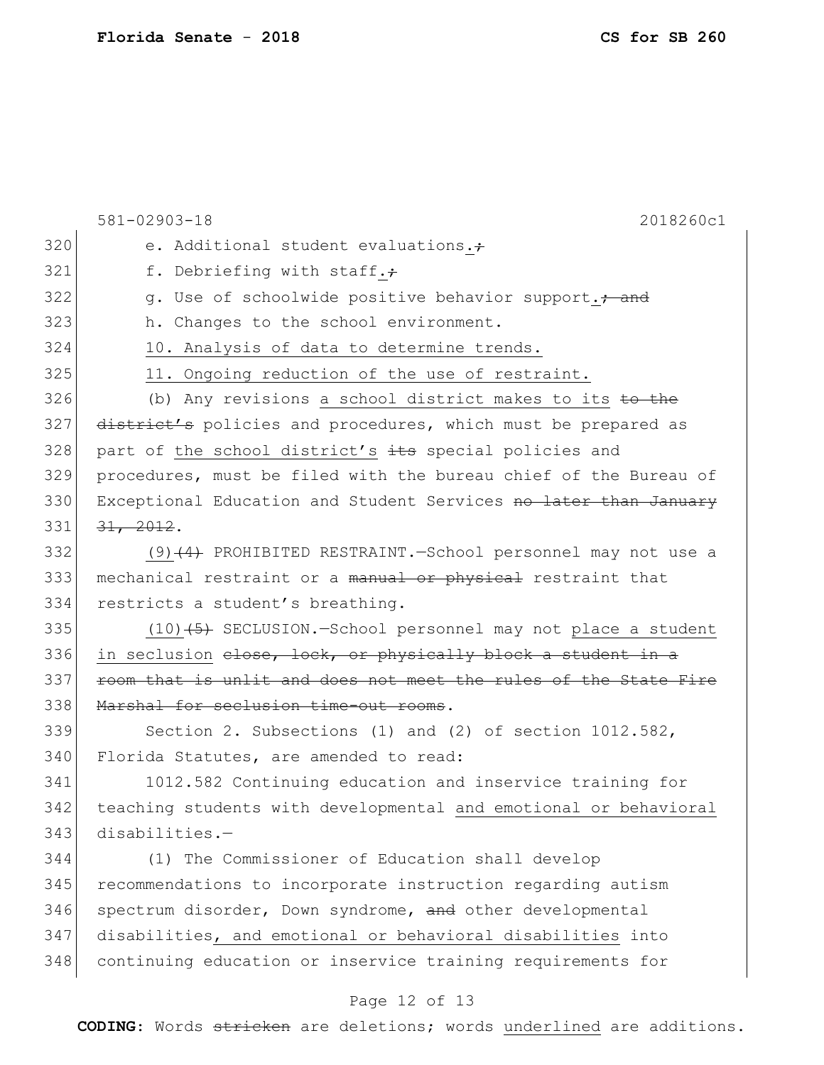e. Additional student evaluations.~~;~~

f. Debriefing with staff.~~;~~

g. Use of schoolwide positive behavior support.~~; and~~

h. Changes to the school environment.

<u>10. Analysis of data to determine trends.</u>

<u>11. Ongoing reduction of the use of restraint.</u>

(b) Any revisions <u>a school district makes to its</u> ~~to the district's~~ policies and procedures, which must be prepared as part of <u>the school district's</u> ~~its~~ special policies and procedures, must be filed with the bureau chief of the Bureau of Exceptional Education and Student Services ~~no later than January 31, 2012~~.

<u>(9)</u>~~(4)~~ PROHIBITED RESTRAINT.—School personnel may not use a mechanical restraint or a ~~manual or physical~~ restraint that restricts a student's breathing.

<u>(10)</u>~~(5)~~ SECLUSION.—School personnel may not <u>place a student in seclusion</u> ~~close, lock, or physically block a student in a room that is unlit and does not meet the rules of the State Fire Marshal for seclusion time-out rooms~~.

Section 2. Subsections (1) and (2) of section 1012.582, Florida Statutes, are amended to read:

1012.582 Continuing education and inservice training for teaching students with developmental <u>and emotional or behavioral</u> disabilities.—

(1) The Commissioner of Education shall develop recommendations to incorporate instruction regarding autism spectrum disorder, Down syndrome, ~~and~~ other developmental disabilities<u>, and emotional or behavioral disabilities</u> into continuing education or inservice training requirements for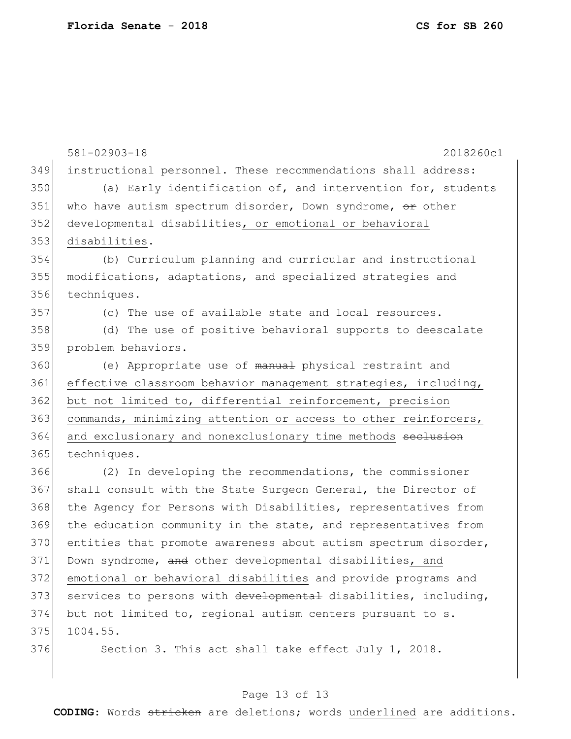instructional personnel. These recommendations shall address:

(a) Early identification of, and intervention for, students who have autism spectrum disorder, Down syndrome, ~~or~~ other developmental disabilities<u>, or emotional or behavioral disabilities</u>.

(b) Curriculum planning and curricular and instructional modifications, adaptations, and specialized strategies and techniques.

(c) The use of available state and local resources.

(d) The use of positive behavioral supports to deescalate problem behaviors.

(e) Appropriate use of ~~manual~~ physical restraint and <u>effective classroom behavior management strategies, including, but not limited to, differential reinforcement, precision commands, minimizing attention or access to other reinforcers, and exclusionary and nonexclusionary time methods</u> ~~seclusion techniques~~.

(2) In developing the recommendations, the commissioner shall consult with the State Surgeon General, the Director of the Agency for Persons with Disabilities, representatives from the education community in the state, and representatives from entities that promote awareness about autism spectrum disorder, Down syndrome, ~~and~~ other developmental disabilities<u>, and emotional or behavioral disabilities</u> and provide programs and services to persons with ~~developmental~~ disabilities, including, but not limited to, regional autism centers pursuant to s. 1004.55.

Section 3. This act shall take effect July 1, 2018.